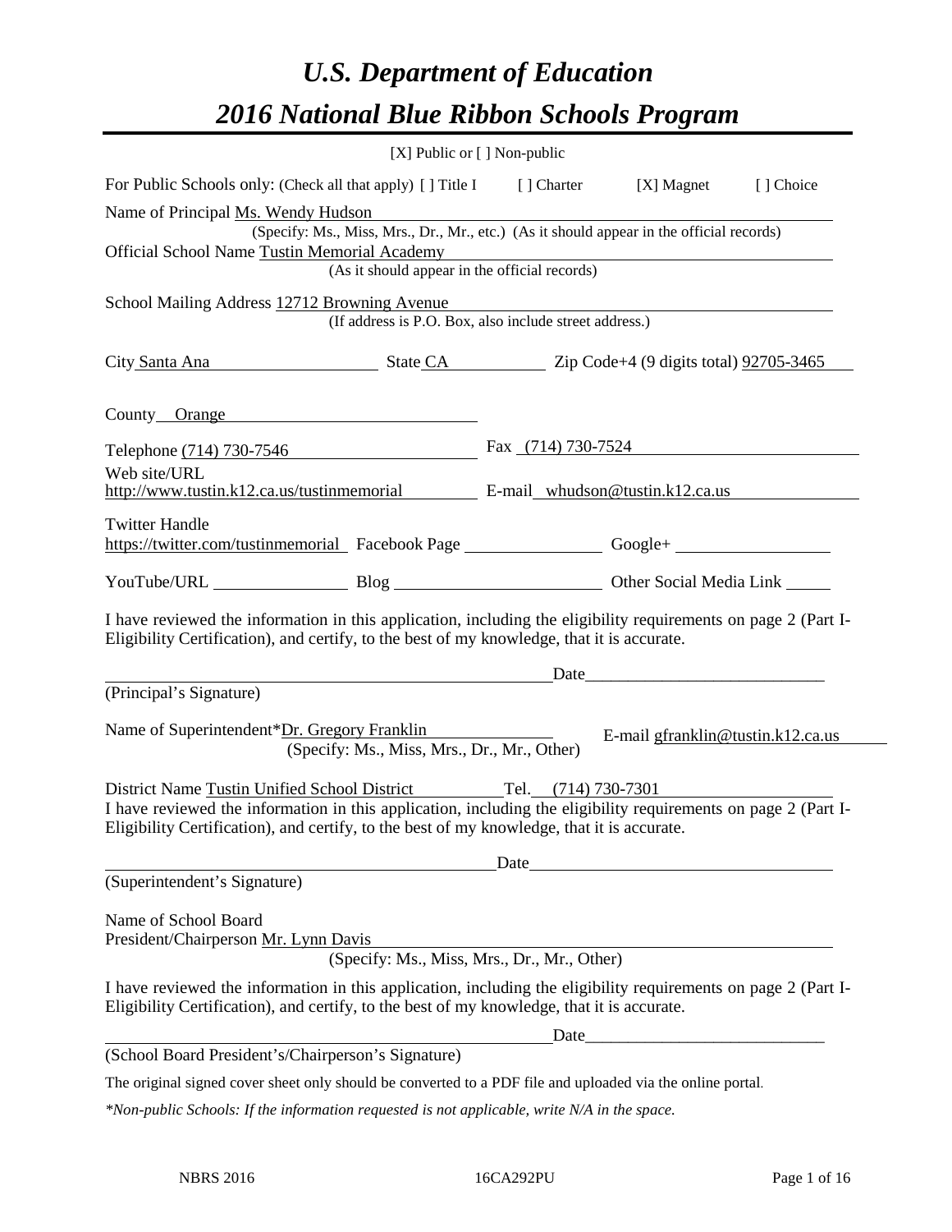# *U.S. Department of Education*

# *2016 National Blue Ribbon Schools Program*

[X] Public or [ ] Non-public

For Public Schools only: (Check all that apply) [ ] Title I [ ] Charter [X] Magnet [ ] Choice

Name of Principal Ms. Wendy Hudson
(Specify: Ms., Miss, Mrs., Dr., Mr., etc.) (As it should appear in the official records)

Official School Name Tustin Memorial Academy
(As it should appear in the official records)

School Mailing Address 12712 Browning Avenue
(If address is P.O. Box, also include street address.)

City Santa Ana State CA Zip Code+4 (9 digits total) 92705-3465

County Orange

Telephone (714) 730-7546 Fax (714) 730-7524

Web site/URL http://www.tustin.k12.ca.us/tustinmemorial E-mail whudson@tustin.k12.ca.us

Twitter Handle https://twitter.com/tustinmemorial Facebook Page ________ Google+ ________

YouTube/URL ________ Blog ________ Other Social Media Link ________

I have reviewed the information in this application, including the eligibility requirements on page 2 (Part I-Eligibility Certification), and certify, to the best of my knowledge, that it is accurate.

_______________________________ Date_______________

(Principal's Signature)

Name of Superintendent* Dr. Gregory Franklin E-mail gfranklin@tustin.k12.ca.us
(Specify: Ms., Miss, Mrs., Dr., Mr., Other)

District Name Tustin Unified School District Tel. (714) 730-7301

I have reviewed the information in this application, including the eligibility requirements on page 2 (Part I-Eligibility Certification), and certify, to the best of my knowledge, that it is accurate.

_______________________________ Date_______________

(Superintendent's Signature)

Name of School Board President/Chairperson Mr. Lynn Davis
(Specify: Ms., Miss, Mrs., Dr., Mr., Other)

I have reviewed the information in this application, including the eligibility requirements on page 2 (Part I-Eligibility Certification), and certify, to the best of my knowledge, that it is accurate.

_______________________________ Date_______________

(School Board President's/Chairperson's Signature)

The original signed cover sheet only should be converted to a PDF file and uploaded via the online portal.

*\*Non-public Schools: If the information requested is not applicable, write N/A in the space.*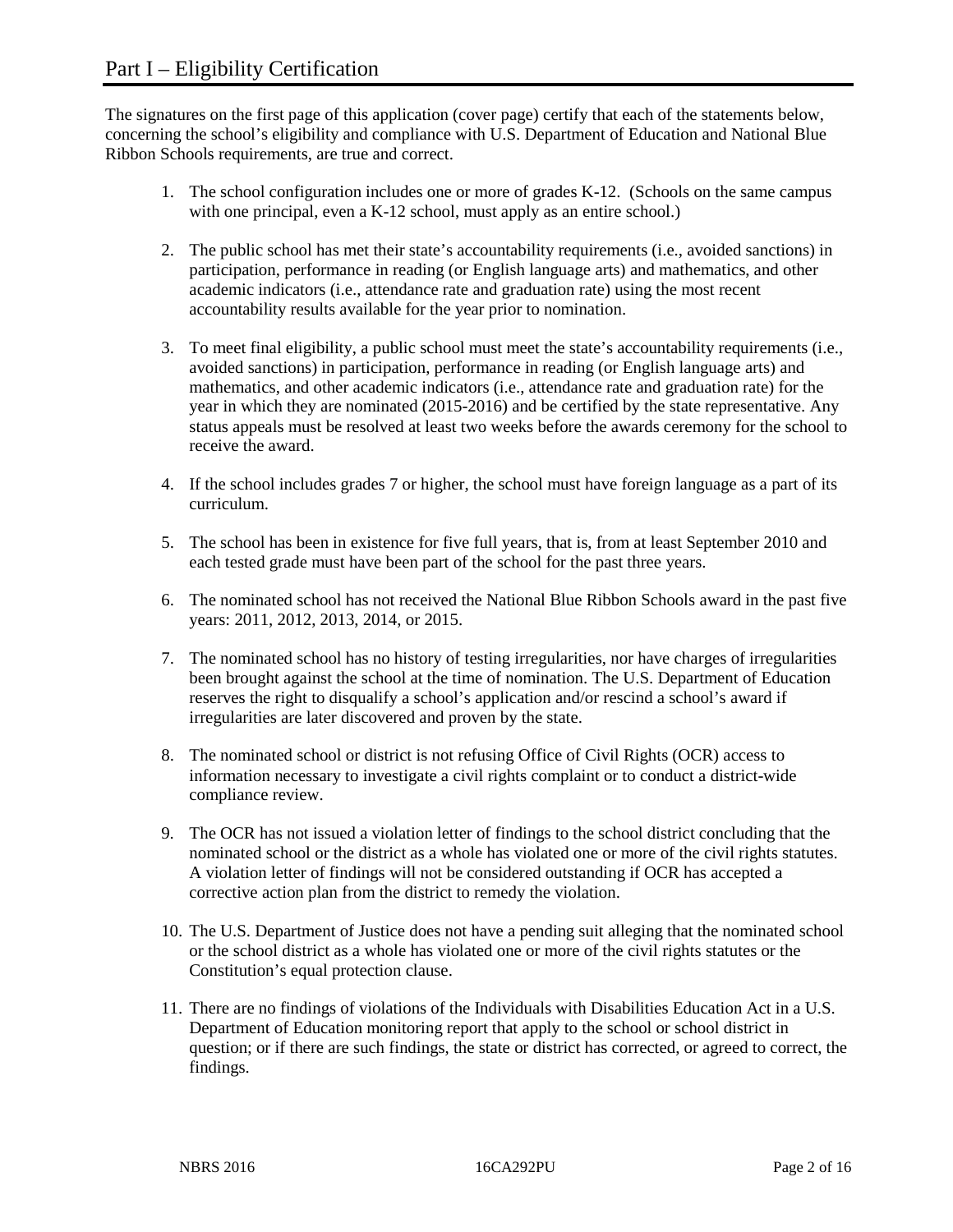# Part I – Eligibility Certification

The signatures on the first page of this application (cover page) certify that each of the statements below, concerning the school's eligibility and compliance with U.S. Department of Education and National Blue Ribbon Schools requirements, are true and correct.

1. The school configuration includes one or more of grades K-12. (Schools on the same campus with one principal, even a K-12 school, must apply as an entire school.)

2. The public school has met their state's accountability requirements (i.e., avoided sanctions) in participation, performance in reading (or English language arts) and mathematics, and other academic indicators (i.e., attendance rate and graduation rate) using the most recent accountability results available for the year prior to nomination.

3. To meet final eligibility, a public school must meet the state's accountability requirements (i.e., avoided sanctions) in participation, performance in reading (or English language arts) and mathematics, and other academic indicators (i.e., attendance rate and graduation rate) for the year in which they are nominated (2015-2016) and be certified by the state representative. Any status appeals must be resolved at least two weeks before the awards ceremony for the school to receive the award.

4. If the school includes grades 7 or higher, the school must have foreign language as a part of its curriculum.

5. The school has been in existence for five full years, that is, from at least September 2010 and each tested grade must have been part of the school for the past three years.

6. The nominated school has not received the National Blue Ribbon Schools award in the past five years: 2011, 2012, 2013, 2014, or 2015.

7. The nominated school has no history of testing irregularities, nor have charges of irregularities been brought against the school at the time of nomination. The U.S. Department of Education reserves the right to disqualify a school's application and/or rescind a school's award if irregularities are later discovered and proven by the state.

8. The nominated school or district is not refusing Office of Civil Rights (OCR) access to information necessary to investigate a civil rights complaint or to conduct a district-wide compliance review.

9. The OCR has not issued a violation letter of findings to the school district concluding that the nominated school or the district as a whole has violated one or more of the civil rights statutes. A violation letter of findings will not be considered outstanding if OCR has accepted a corrective action plan from the district to remedy the violation.

10. The U.S. Department of Justice does not have a pending suit alleging that the nominated school or the school district as a whole has violated one or more of the civil rights statutes or the Constitution's equal protection clause.

11. There are no findings of violations of the Individuals with Disabilities Education Act in a U.S. Department of Education monitoring report that apply to the school or school district in question; or if there are such findings, the state or district has corrected, or agreed to correct, the findings.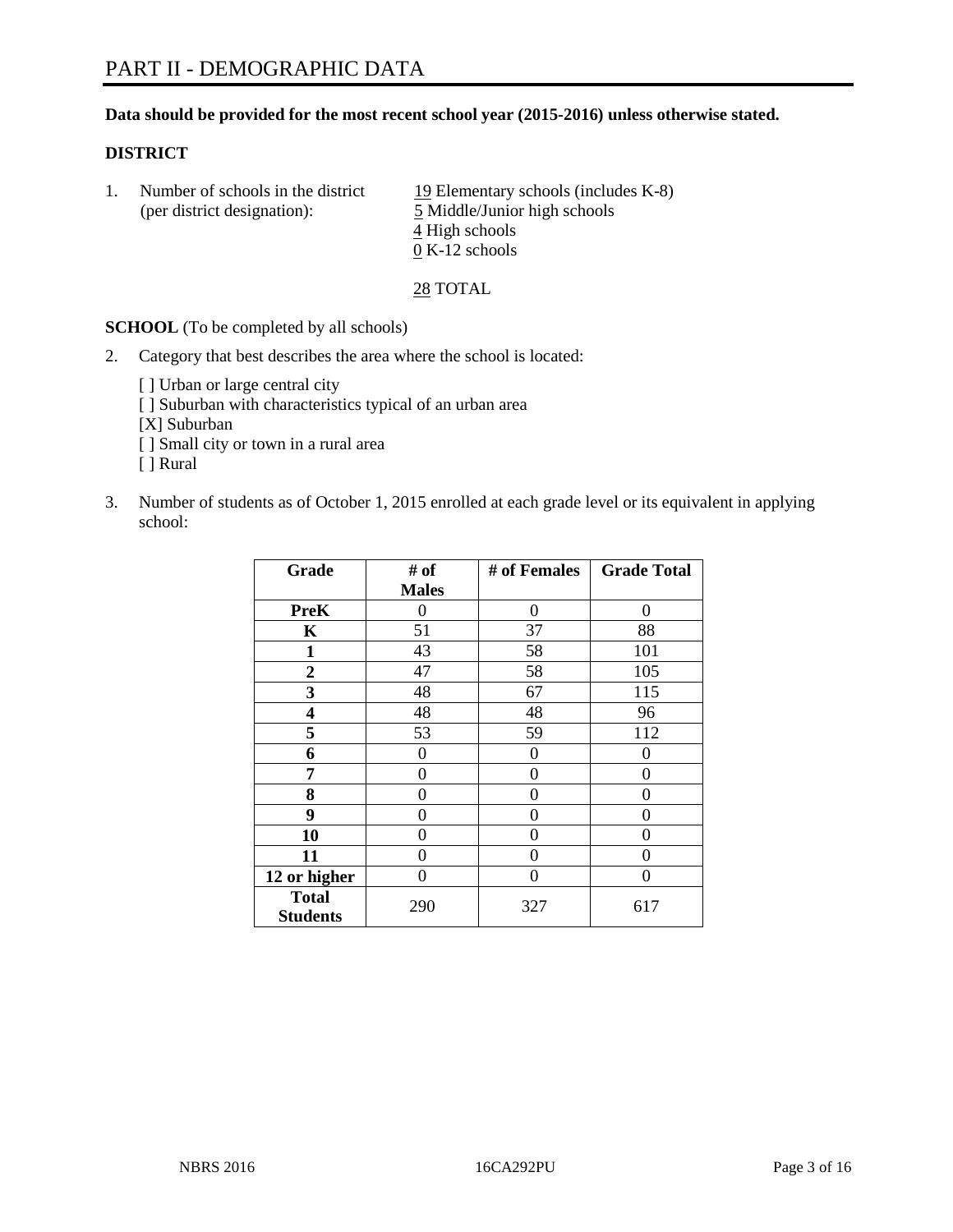# PART II - DEMOGRAPHIC DATA

**Data should be provided for the most recent school year (2015-2016) unless otherwise stated.**

**DISTRICT**

1. Number of schools in the district (per district designation):
   19 Elementary schools (includes K-8)
   5 Middle/Junior high schools
   4 High schools
   0 K-12 schools

   28 TOTAL

**SCHOOL** (To be completed by all schools)

2. Category that best describes the area where the school is located:

   [ ] Urban or large central city
   [ ] Suburban with characteristics typical of an urban area
   [X] Suburban
   [ ] Small city or town in a rural area
   [ ] Rural

3. Number of students as of October 1, 2015 enrolled at each grade level or its equivalent in applying school:

| Grade | # of Males | # of Females | Grade Total |
|---|---|---|---|
| **PreK** | 0 | 0 | 0 |
| **K** | 51 | 37 | 88 |
| **1** | 43 | 58 | 101 |
| **2** | 47 | 58 | 105 |
| **3** | 48 | 67 | 115 |
| **4** | 48 | 48 | 96 |
| **5** | 53 | 59 | 112 |
| **6** | 0 | 0 | 0 |
| **7** | 0 | 0 | 0 |
| **8** | 0 | 0 | 0 |
| **9** | 0 | 0 | 0 |
| **10** | 0 | 0 | 0 |
| **11** | 0 | 0 | 0 |
| **12 or higher** | 0 | 0 | 0 |
| **Total Students** | 290 | 327 | 617 |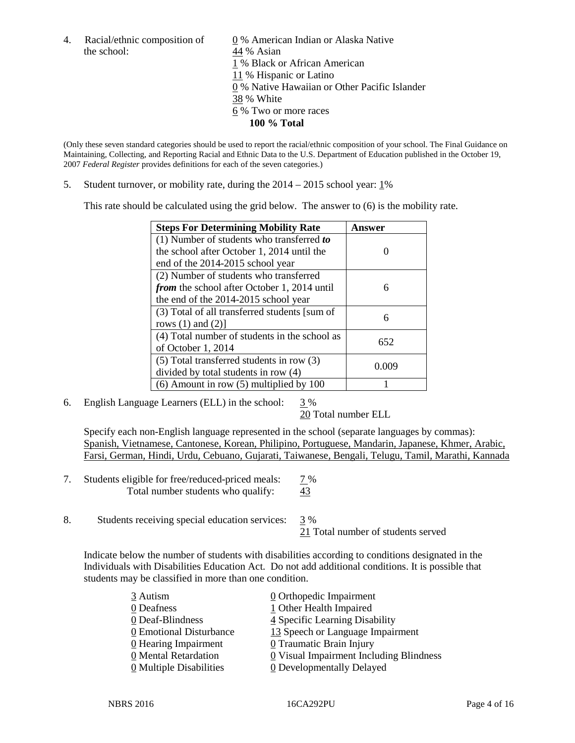4. Racial/ethnic composition of the school:

0 % American Indian or Alaska Native
44 % Asian
1 % Black or African American
11 % Hispanic or Latino
0 % Native Hawaiian or Other Pacific Islander
38 % White
6 % Two or more races
**100 % Total**

(Only these seven standard categories should be used to report the racial/ethnic composition of your school. The Final Guidance on Maintaining, Collecting, and Reporting Racial and Ethnic Data to the U.S. Department of Education published in the October 19, 2007 *Federal Register* provides definitions for each of the seven categories.)

5. Student turnover, or mobility rate, during the 2014 – 2015 school year: 1%

This rate should be calculated using the grid below. The answer to (6) is the mobility rate.

| **Steps For Determining Mobility Rate** | **Answer** |
|---|---|
| (1) Number of students who transferred ***to*** the school after October 1, 2014 until the end of the 2014-2015 school year | 0 |
| (2) Number of students who transferred ***from*** the school after October 1, 2014 until the end of the 2014-2015 school year | 6 |
| (3) Total of all transferred students [sum of rows (1) and (2)] | 6 |
| (4) Total number of students in the school as of October 1, 2014 | 652 |
| (5) Total transferred students in row (3) divided by total students in row (4) | 0.009 |
| (6) Amount in row (5) multiplied by 100 | 1 |

6. English Language Learners (ELL) in the school: 3 %
20 Total number ELL

Specify each non-English language represented in the school (separate languages by commas):
Spanish, Vietnamese, Cantonese, Korean, Philipino, Portuguese, Mandarin, Japanese, Khmer, Arabic, Farsi, German, Hindi, Urdu, Cebuano, Gujarati, Taiwanese, Bengali, Telugu, Tamil, Marathi, Kannada

7. Students eligible for free/reduced-priced meals: 7 %
Total number students who qualify: 43

8. Students receiving special education services: 3 %
21 Total number of students served

Indicate below the number of students with disabilities according to conditions designated in the Individuals with Disabilities Education Act. Do not add additional conditions. It is possible that students may be classified in more than one condition.

3 Autism
0 Deafness
0 Deaf-Blindness
0 Emotional Disturbance
0 Hearing Impairment
0 Mental Retardation
0 Multiple Disabilities
0 Orthopedic Impairment
1 Other Health Impaired
4 Specific Learning Disability
13 Speech or Language Impairment
0 Traumatic Brain Injury
0 Visual Impairment Including Blindness
0 Developmentally Delayed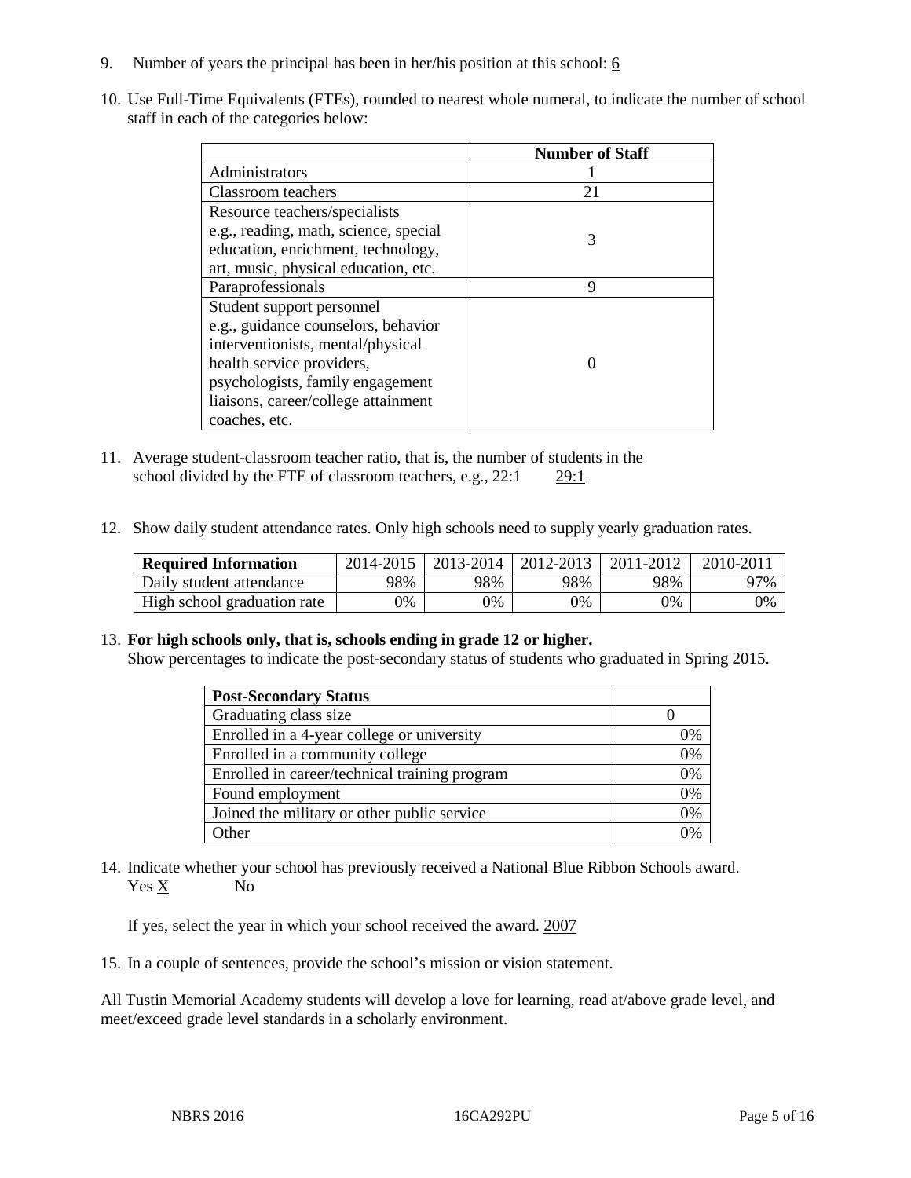9. Number of years the principal has been in her/his position at this school: 6

10. Use Full-Time Equivalents (FTEs), rounded to nearest whole numeral, to indicate the number of school staff in each of the categories below:

| | Number of Staff |
|---|---|
| Administrators | 1 |
| Classroom teachers | 21 |
| Resource teachers/specialists e.g., reading, math, science, special education, enrichment, technology, art, music, physical education, etc. | 3 |
| Paraprofessionals | 9 |
| Student support personnel e.g., guidance counselors, behavior interventionists, mental/physical health service providers, psychologists, family engagement liaisons, career/college attainment coaches, etc. | 0 |

11. Average student-classroom teacher ratio, that is, the number of students in the school divided by the FTE of classroom teachers, e.g., 22:1 29:1

12. Show daily student attendance rates. Only high schools need to supply yearly graduation rates.

| Required Information | 2014-2015 | 2013-2014 | 2012-2013 | 2011-2012 | 2010-2011 |
|---|---|---|---|---|---|
| Daily student attendance | 98% | 98% | 98% | 98% | 97% |
| High school graduation rate | 0% | 0% | 0% | 0% | 0% |

13. **For high schools only, that is, schools ending in grade 12 or higher.**
Show percentages to indicate the post-secondary status of students who graduated in Spring 2015.

| Post-Secondary Status | |
|---|---|
| Graduating class size | 0 |
| Enrolled in a 4-year college or university | 0% |
| Enrolled in a community college | 0% |
| Enrolled in career/technical training program | 0% |
| Found employment | 0% |
| Joined the military or other public service | 0% |
| Other | 0% |

14. Indicate whether your school has previously received a National Blue Ribbon Schools award.
Yes X No

If yes, select the year in which your school received the award. 2007

15. In a couple of sentences, provide the school's mission or vision statement.

All Tustin Memorial Academy students will develop a love for learning, read at/above grade level, and meet/exceed grade level standards in a scholarly environment.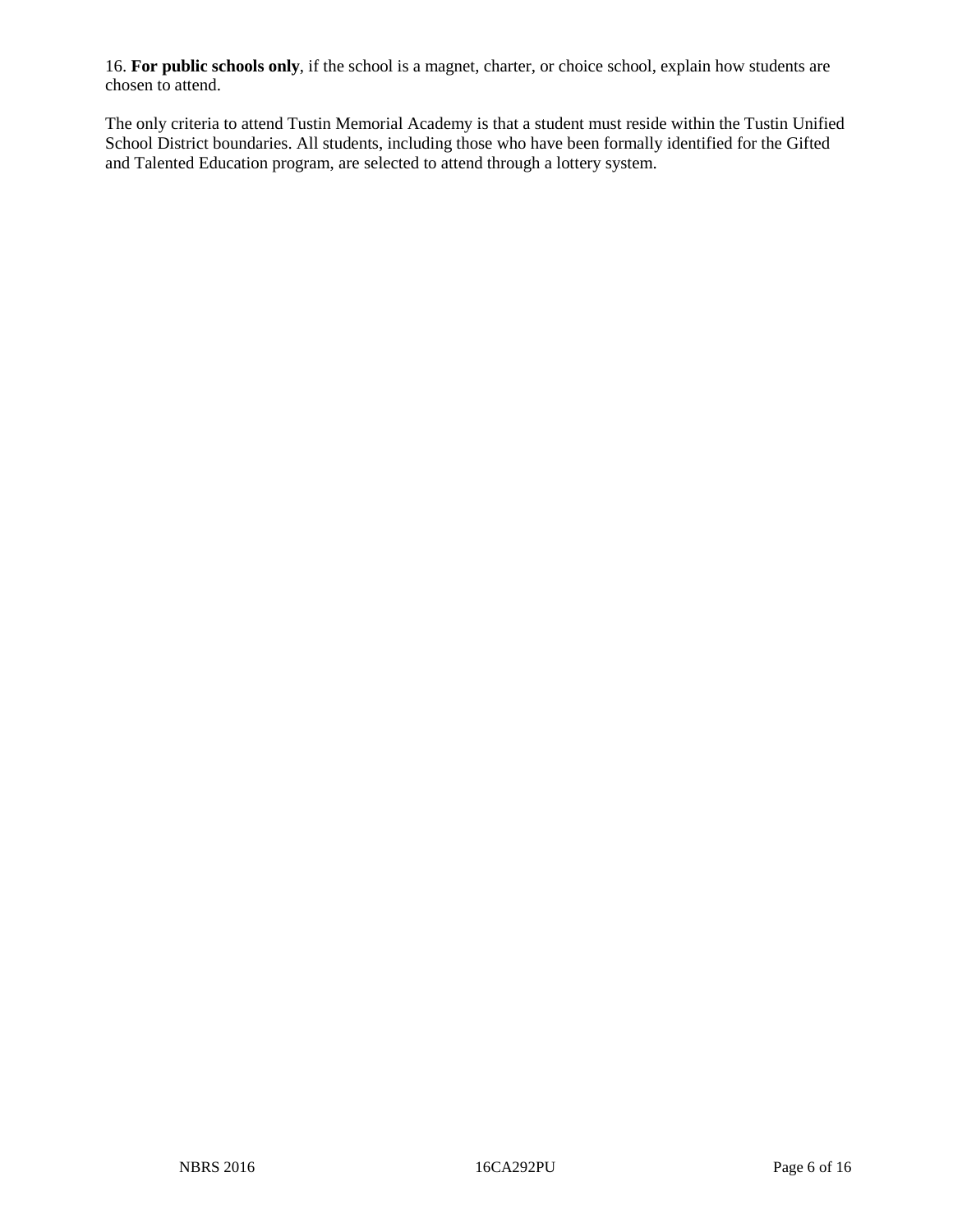16. **For public schools only**, if the school is a magnet, charter, or choice school, explain how students are chosen to attend.

The only criteria to attend Tustin Memorial Academy is that a student must reside within the Tustin Unified School District boundaries. All students, including those who have been formally identified for the Gifted and Talented Education program, are selected to attend through a lottery system.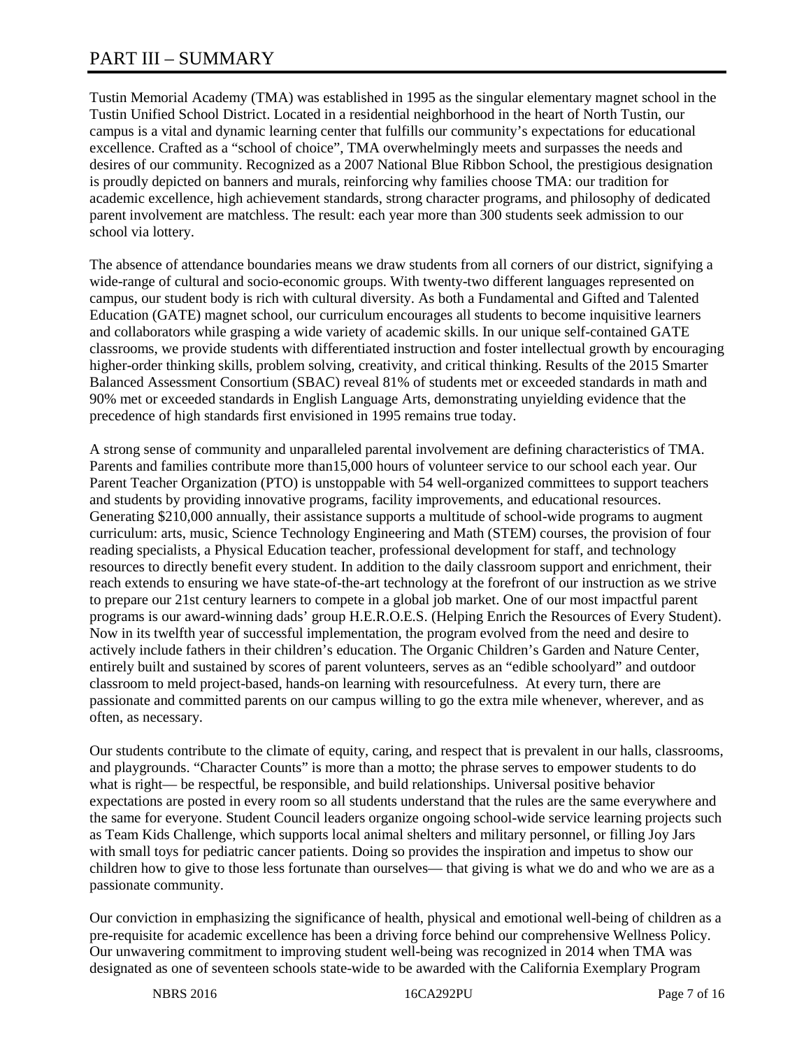# PART III – SUMMARY

Tustin Memorial Academy (TMA) was established in 1995 as the singular elementary magnet school in the Tustin Unified School District. Located in a residential neighborhood in the heart of North Tustin, our campus is a vital and dynamic learning center that fulfills our community's expectations for educational excellence. Crafted as a "school of choice", TMA overwhelmingly meets and surpasses the needs and desires of our community. Recognized as a 2007 National Blue Ribbon School, the prestigious designation is proudly depicted on banners and murals, reinforcing why families choose TMA: our tradition for academic excellence, high achievement standards, strong character programs, and philosophy of dedicated parent involvement are matchless. The result: each year more than 300 students seek admission to our school via lottery.

The absence of attendance boundaries means we draw students from all corners of our district, signifying a wide-range of cultural and socio-economic groups. With twenty-two different languages represented on campus, our student body is rich with cultural diversity. As both a Fundamental and Gifted and Talented Education (GATE) magnet school, our curriculum encourages all students to become inquisitive learners and collaborators while grasping a wide variety of academic skills. In our unique self-contained GATE classrooms, we provide students with differentiated instruction and foster intellectual growth by encouraging higher-order thinking skills, problem solving, creativity, and critical thinking. Results of the 2015 Smarter Balanced Assessment Consortium (SBAC) reveal 81% of students met or exceeded standards in math and 90% met or exceeded standards in English Language Arts, demonstrating unyielding evidence that the precedence of high standards first envisioned in 1995 remains true today.

A strong sense of community and unparalleled parental involvement are defining characteristics of TMA. Parents and families contribute more than15,000 hours of volunteer service to our school each year. Our Parent Teacher Organization (PTO) is unstoppable with 54 well-organized committees to support teachers and students by providing innovative programs, facility improvements, and educational resources. Generating $210,000 annually, their assistance supports a multitude of school-wide programs to augment curriculum: arts, music, Science Technology Engineering and Math (STEM) courses, the provision of four reading specialists, a Physical Education teacher, professional development for staff, and technology resources to directly benefit every student. In addition to the daily classroom support and enrichment, their reach extends to ensuring we have state-of-the-art technology at the forefront of our instruction as we strive to prepare our 21st century learners to compete in a global job market. One of our most impactful parent programs is our award-winning dads' group H.E.R.O.E.S. (Helping Enrich the Resources of Every Student). Now in its twelfth year of successful implementation, the program evolved from the need and desire to actively include fathers in their children's education. The Organic Children's Garden and Nature Center, entirely built and sustained by scores of parent volunteers, serves as an "edible schoolyard" and outdoor classroom to meld project-based, hands-on learning with resourcefulness. At every turn, there are passionate and committed parents on our campus willing to go the extra mile whenever, wherever, and as often, as necessary.

Our students contribute to the climate of equity, caring, and respect that is prevalent in our halls, classrooms, and playgrounds. "Character Counts" is more than a motto; the phrase serves to empower students to do what is right— be respectful, be responsible, and build relationships. Universal positive behavior expectations are posted in every room so all students understand that the rules are the same everywhere and the same for everyone. Student Council leaders organize ongoing school-wide service learning projects such as Team Kids Challenge, which supports local animal shelters and military personnel, or filling Joy Jars with small toys for pediatric cancer patients. Doing so provides the inspiration and impetus to show our children how to give to those less fortunate than ourselves— that giving is what we do and who we are as a passionate community.

Our conviction in emphasizing the significance of health, physical and emotional well-being of children as a pre-requisite for academic excellence has been a driving force behind our comprehensive Wellness Policy. Our unwavering commitment to improving student well-being was recognized in 2014 when TMA was designated as one of seventeen schools state-wide to be awarded with the California Exemplary Program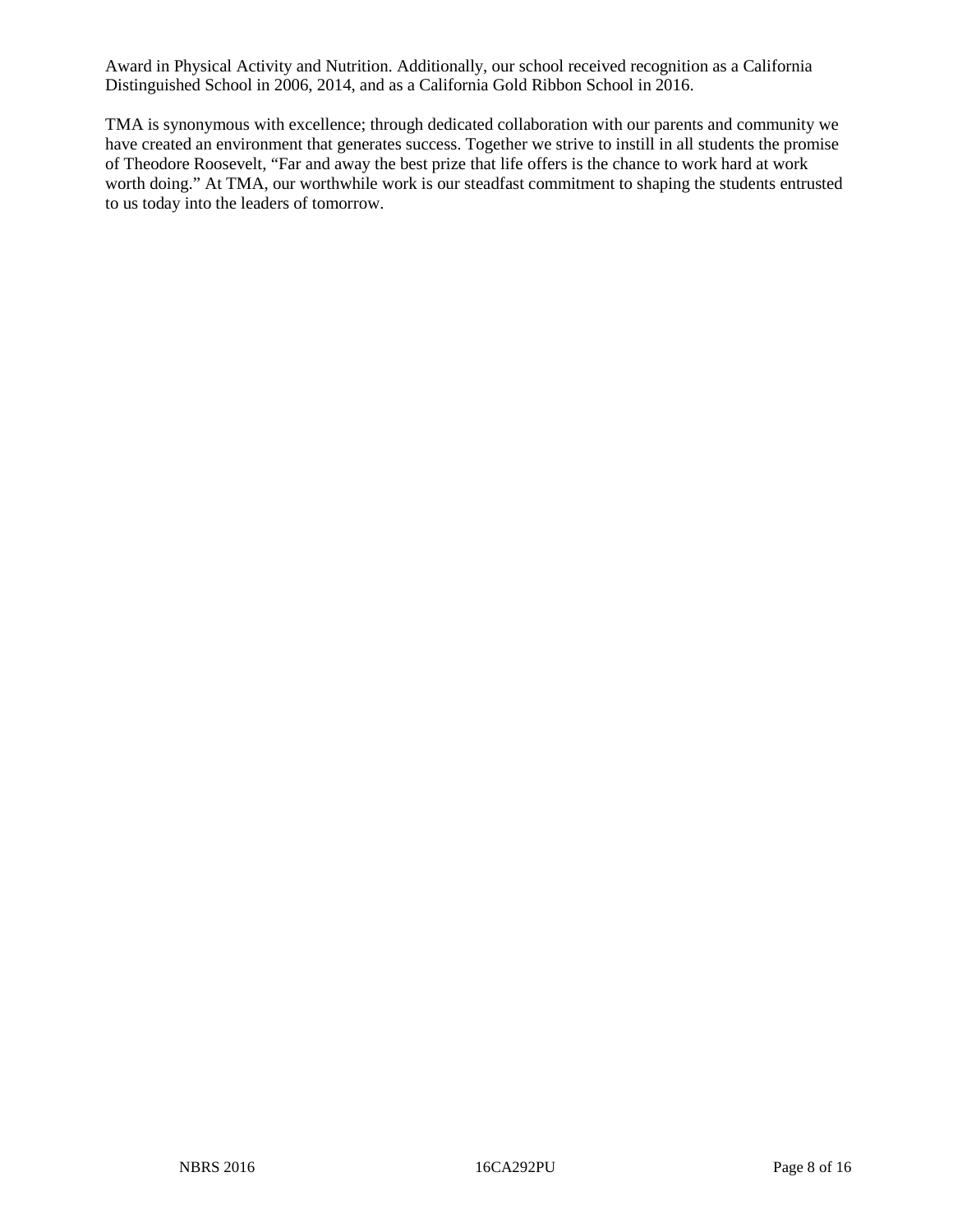Award in Physical Activity and Nutrition. Additionally, our school received recognition as a California Distinguished School in 2006, 2014, and as a California Gold Ribbon School in 2016.

TMA is synonymous with excellence; through dedicated collaboration with our parents and community we have created an environment that generates success. Together we strive to instill in all students the promise of Theodore Roosevelt, “Far and away the best prize that life offers is the chance to work hard at work worth doing.” At TMA, our worthwhile work is our steadfast commitment to shaping the students entrusted to us today into the leaders of tomorrow.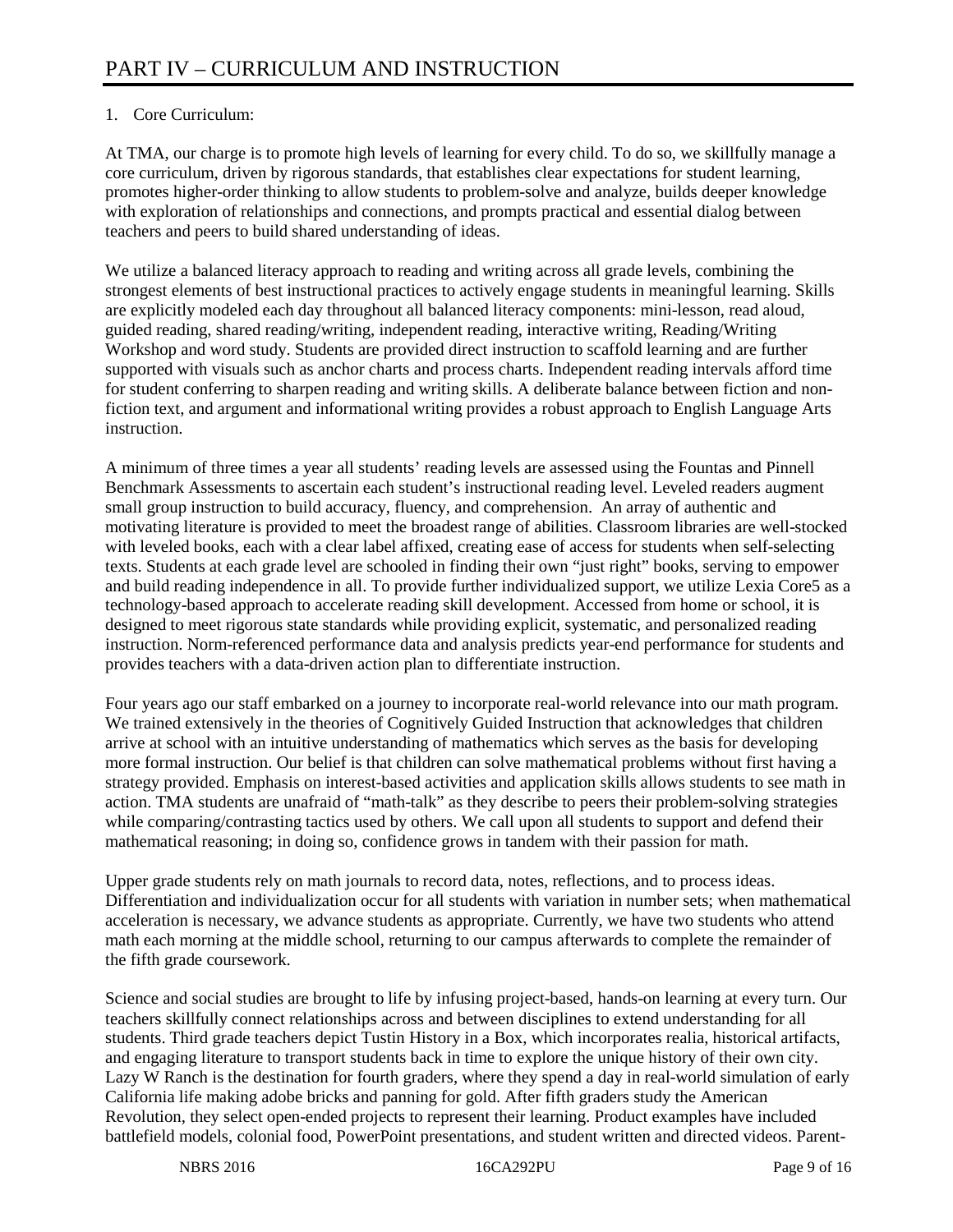# PART IV – CURRICULUM AND INSTRUCTION

1. Core Curriculum:

At TMA, our charge is to promote high levels of learning for every child. To do so, we skillfully manage a core curriculum, driven by rigorous standards, that establishes clear expectations for student learning, promotes higher-order thinking to allow students to problem-solve and analyze, builds deeper knowledge with exploration of relationships and connections, and prompts practical and essential dialog between teachers and peers to build shared understanding of ideas.

We utilize a balanced literacy approach to reading and writing across all grade levels, combining the strongest elements of best instructional practices to actively engage students in meaningful learning. Skills are explicitly modeled each day throughout all balanced literacy components: mini-lesson, read aloud, guided reading, shared reading/writing, independent reading, interactive writing, Reading/Writing Workshop and word study. Students are provided direct instruction to scaffold learning and are further supported with visuals such as anchor charts and process charts. Independent reading intervals afford time for student conferring to sharpen reading and writing skills. A deliberate balance between fiction and non-fiction text, and argument and informational writing provides a robust approach to English Language Arts instruction.

A minimum of three times a year all students' reading levels are assessed using the Fountas and Pinnell Benchmark Assessments to ascertain each student's instructional reading level. Leveled readers augment small group instruction to build accuracy, fluency, and comprehension. An array of authentic and motivating literature is provided to meet the broadest range of abilities. Classroom libraries are well-stocked with leveled books, each with a clear label affixed, creating ease of access for students when self-selecting texts. Students at each grade level are schooled in finding their own "just right" books, serving to empower and build reading independence in all. To provide further individualized support, we utilize Lexia Core5 as a technology-based approach to accelerate reading skill development. Accessed from home or school, it is designed to meet rigorous state standards while providing explicit, systematic, and personalized reading instruction. Norm-referenced performance data and analysis predicts year-end performance for students and provides teachers with a data-driven action plan to differentiate instruction.

Four years ago our staff embarked on a journey to incorporate real-world relevance into our math program. We trained extensively in the theories of Cognitively Guided Instruction that acknowledges that children arrive at school with an intuitive understanding of mathematics which serves as the basis for developing more formal instruction. Our belief is that children can solve mathematical problems without first having a strategy provided. Emphasis on interest-based activities and application skills allows students to see math in action. TMA students are unafraid of "math-talk" as they describe to peers their problem-solving strategies while comparing/contrasting tactics used by others. We call upon all students to support and defend their mathematical reasoning; in doing so, confidence grows in tandem with their passion for math.

Upper grade students rely on math journals to record data, notes, reflections, and to process ideas. Differentiation and individualization occur for all students with variation in number sets; when mathematical acceleration is necessary, we advance students as appropriate. Currently, we have two students who attend math each morning at the middle school, returning to our campus afterwards to complete the remainder of the fifth grade coursework.

Science and social studies are brought to life by infusing project-based, hands-on learning at every turn. Our teachers skillfully connect relationships across and between disciplines to extend understanding for all students. Third grade teachers depict Tustin History in a Box, which incorporates realia, historical artifacts, and engaging literature to transport students back in time to explore the unique history of their own city. Lazy W Ranch is the destination for fourth graders, where they spend a day in real-world simulation of early California life making adobe bricks and panning for gold. After fifth graders study the American Revolution, they select open-ended projects to represent their learning. Product examples have included battlefield models, colonial food, PowerPoint presentations, and student written and directed videos. Parent-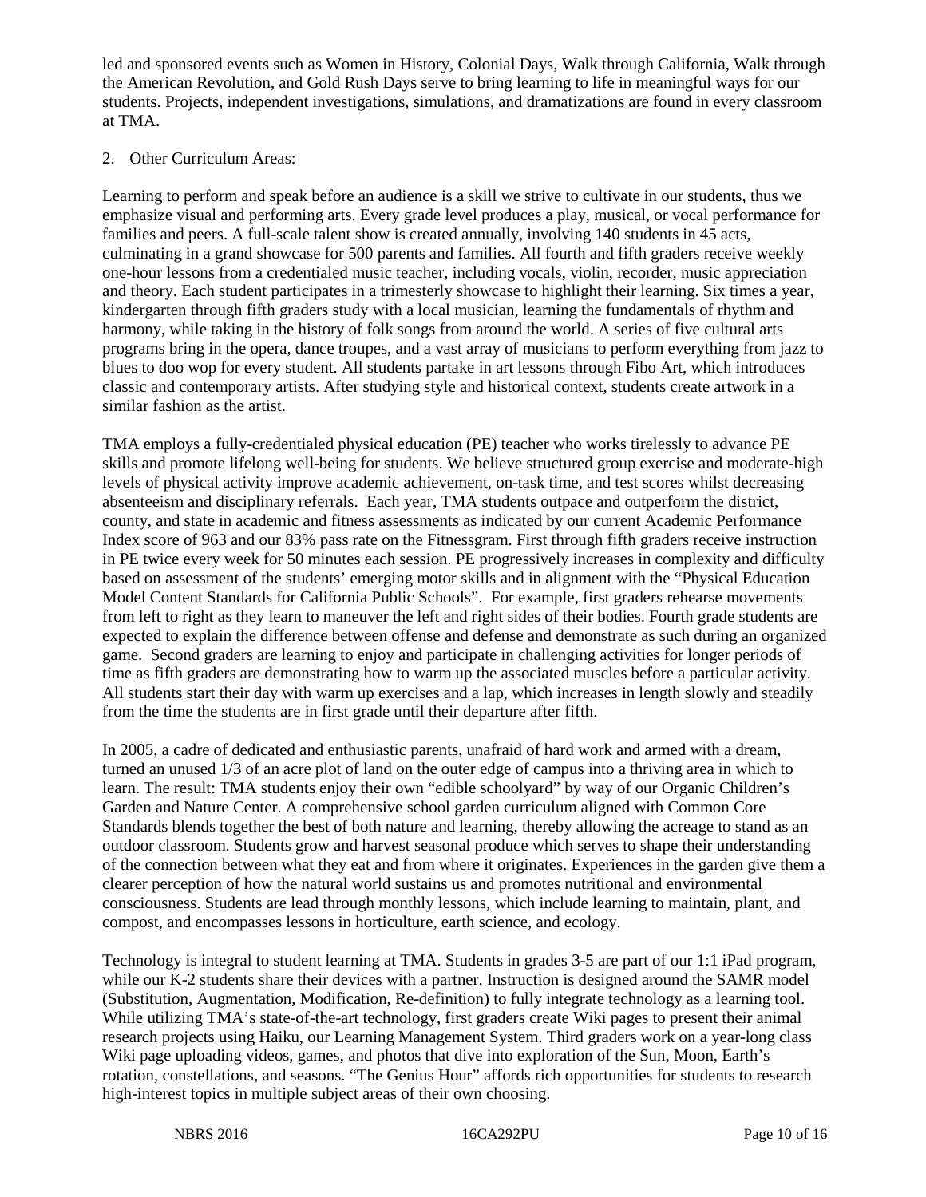led and sponsored events such as Women in History, Colonial Days, Walk through California, Walk through the American Revolution, and Gold Rush Days serve to bring learning to life in meaningful ways for our students. Projects, independent investigations, simulations, and dramatizations are found in every classroom at TMA.

2. Other Curriculum Areas:

Learning to perform and speak before an audience is a skill we strive to cultivate in our students, thus we emphasize visual and performing arts. Every grade level produces a play, musical, or vocal performance for families and peers. A full-scale talent show is created annually, involving 140 students in 45 acts, culminating in a grand showcase for 500 parents and families. All fourth and fifth graders receive weekly one-hour lessons from a credentialed music teacher, including vocals, violin, recorder, music appreciation and theory. Each student participates in a trimesterly showcase to highlight their learning. Six times a year, kindergarten through fifth graders study with a local musician, learning the fundamentals of rhythm and harmony, while taking in the history of folk songs from around the world. A series of five cultural arts programs bring in the opera, dance troupes, and a vast array of musicians to perform everything from jazz to blues to doo wop for every student. All students partake in art lessons through Fibo Art, which introduces classic and contemporary artists. After studying style and historical context, students create artwork in a similar fashion as the artist.

TMA employs a fully-credentialed physical education (PE) teacher who works tirelessly to advance PE skills and promote lifelong well-being for students. We believe structured group exercise and moderate-high levels of physical activity improve academic achievement, on-task time, and test scores whilst decreasing absenteeism and disciplinary referrals. Each year, TMA students outpace and outperform the district, county, and state in academic and fitness assessments as indicated by our current Academic Performance Index score of 963 and our 83% pass rate on the Fitnessgram. First through fifth graders receive instruction in PE twice every week for 50 minutes each session. PE progressively increases in complexity and difficulty based on assessment of the students' emerging motor skills and in alignment with the "Physical Education Model Content Standards for California Public Schools". For example, first graders rehearse movements from left to right as they learn to maneuver the left and right sides of their bodies. Fourth grade students are expected to explain the difference between offense and defense and demonstrate as such during an organized game. Second graders are learning to enjoy and participate in challenging activities for longer periods of time as fifth graders are demonstrating how to warm up the associated muscles before a particular activity. All students start their day with warm up exercises and a lap, which increases in length slowly and steadily from the time the students are in first grade until their departure after fifth.

In 2005, a cadre of dedicated and enthusiastic parents, unafraid of hard work and armed with a dream, turned an unused 1/3 of an acre plot of land on the outer edge of campus into a thriving area in which to learn. The result: TMA students enjoy their own "edible schoolyard" by way of our Organic Children's Garden and Nature Center. A comprehensive school garden curriculum aligned with Common Core Standards blends together the best of both nature and learning, thereby allowing the acreage to stand as an outdoor classroom. Students grow and harvest seasonal produce which serves to shape their understanding of the connection between what they eat and from where it originates. Experiences in the garden give them a clearer perception of how the natural world sustains us and promotes nutritional and environmental consciousness. Students are lead through monthly lessons, which include learning to maintain, plant, and compost, and encompasses lessons in horticulture, earth science, and ecology.

Technology is integral to student learning at TMA. Students in grades 3-5 are part of our 1:1 iPad program, while our K-2 students share their devices with a partner. Instruction is designed around the SAMR model (Substitution, Augmentation, Modification, Re-definition) to fully integrate technology as a learning tool. While utilizing TMA's state-of-the-art technology, first graders create Wiki pages to present their animal research projects using Haiku, our Learning Management System. Third graders work on a year-long class Wiki page uploading videos, games, and photos that dive into exploration of the Sun, Moon, Earth's rotation, constellations, and seasons. "The Genius Hour" affords rich opportunities for students to research high-interest topics in multiple subject areas of their own choosing.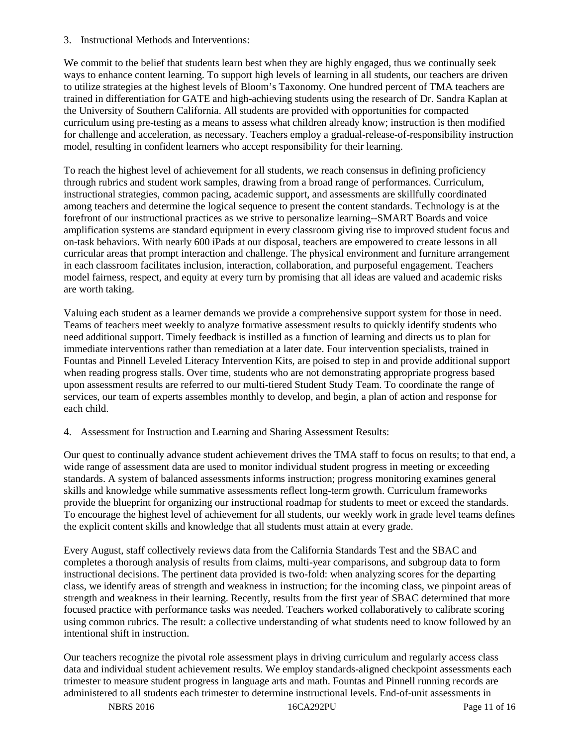3. Instructional Methods and Interventions:

We commit to the belief that students learn best when they are highly engaged, thus we continually seek ways to enhance content learning. To support high levels of learning in all students, our teachers are driven to utilize strategies at the highest levels of Bloom's Taxonomy. One hundred percent of TMA teachers are trained in differentiation for GATE and high-achieving students using the research of Dr. Sandra Kaplan at the University of Southern California. All students are provided with opportunities for compacted curriculum using pre-testing as a means to assess what children already know; instruction is then modified for challenge and acceleration, as necessary. Teachers employ a gradual-release-of-responsibility instruction model, resulting in confident learners who accept responsibility for their learning.

To reach the highest level of achievement for all students, we reach consensus in defining proficiency through rubrics and student work samples, drawing from a broad range of performances. Curriculum, instructional strategies, common pacing, academic support, and assessments are skillfully coordinated among teachers and determine the logical sequence to present the content standards. Technology is at the forefront of our instructional practices as we strive to personalize learning--SMART Boards and voice amplification systems are standard equipment in every classroom giving rise to improved student focus and on-task behaviors. With nearly 600 iPads at our disposal, teachers are empowered to create lessons in all curricular areas that prompt interaction and challenge. The physical environment and furniture arrangement in each classroom facilitates inclusion, interaction, collaboration, and purposeful engagement. Teachers model fairness, respect, and equity at every turn by promising that all ideas are valued and academic risks are worth taking.

Valuing each student as a learner demands we provide a comprehensive support system for those in need. Teams of teachers meet weekly to analyze formative assessment results to quickly identify students who need additional support. Timely feedback is instilled as a function of learning and directs us to plan for immediate interventions rather than remediation at a later date. Four intervention specialists, trained in Fountas and Pinnell Leveled Literacy Intervention Kits, are poised to step in and provide additional support when reading progress stalls. Over time, students who are not demonstrating appropriate progress based upon assessment results are referred to our multi-tiered Student Study Team. To coordinate the range of services, our team of experts assembles monthly to develop, and begin, a plan of action and response for each child.

4. Assessment for Instruction and Learning and Sharing Assessment Results:

Our quest to continually advance student achievement drives the TMA staff to focus on results; to that end, a wide range of assessment data are used to monitor individual student progress in meeting or exceeding standards. A system of balanced assessments informs instruction; progress monitoring examines general skills and knowledge while summative assessments reflect long-term growth. Curriculum frameworks provide the blueprint for organizing our instructional roadmap for students to meet or exceed the standards. To encourage the highest level of achievement for all students, our weekly work in grade level teams defines the explicit content skills and knowledge that all students must attain at every grade.

Every August, staff collectively reviews data from the California Standards Test and the SBAC and completes a thorough analysis of results from claims, multi-year comparisons, and subgroup data to form instructional decisions. The pertinent data provided is two-fold: when analyzing scores for the departing class, we identify areas of strength and weakness in instruction; for the incoming class, we pinpoint areas of strength and weakness in their learning. Recently, results from the first year of SBAC determined that more focused practice with performance tasks was needed. Teachers worked collaboratively to calibrate scoring using common rubrics. The result: a collective understanding of what students need to know followed by an intentional shift in instruction.

Our teachers recognize the pivotal role assessment plays in driving curriculum and regularly access class data and individual student achievement results. We employ standards-aligned checkpoint assessments each trimester to measure student progress in language arts and math. Fountas and Pinnell running records are administered to all students each trimester to determine instructional levels. End-of-unit assessments in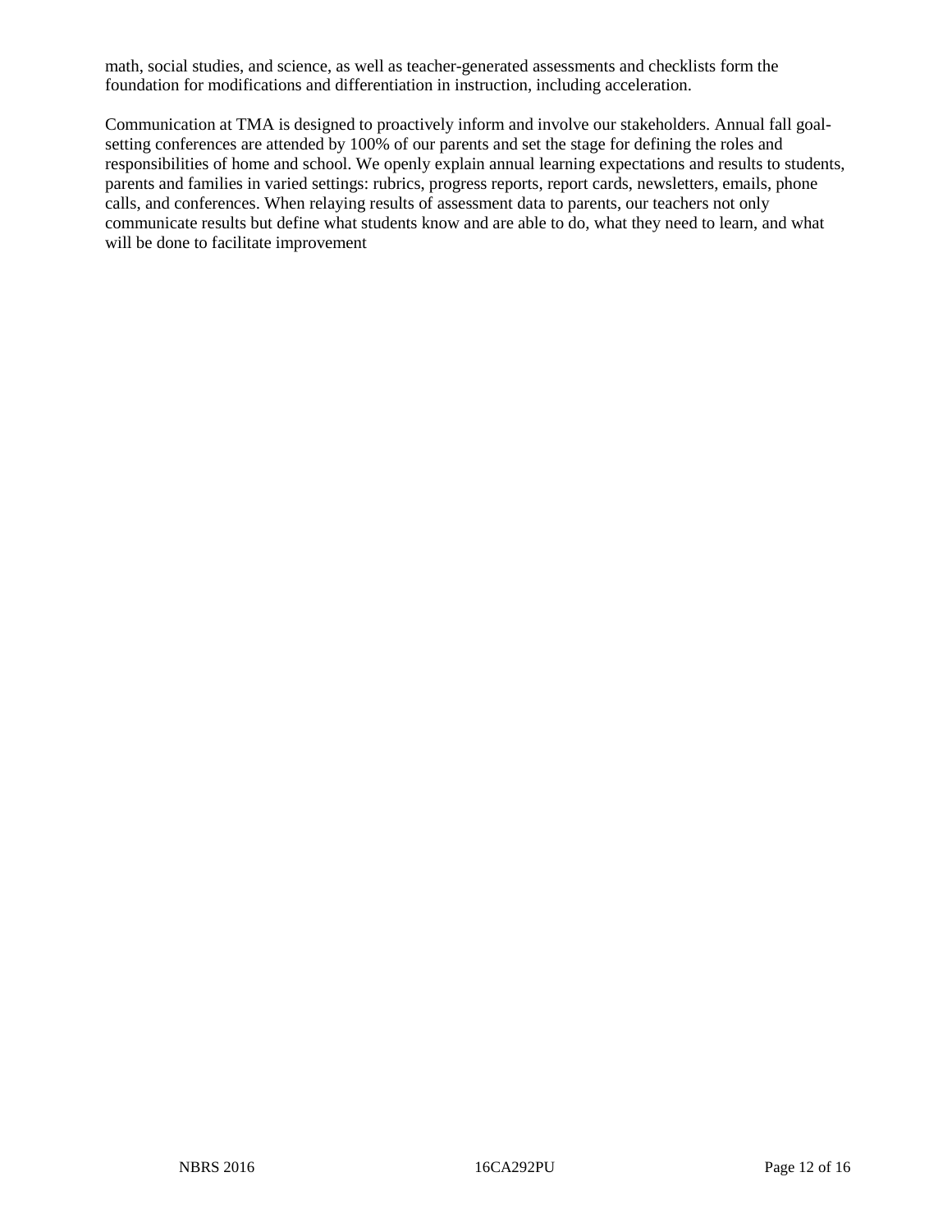math, social studies, and science, as well as teacher-generated assessments and checklists form the foundation for modifications and differentiation in instruction, including acceleration.

Communication at TMA is designed to proactively inform and involve our stakeholders. Annual fall goal-setting conferences are attended by 100% of our parents and set the stage for defining the roles and responsibilities of home and school. We openly explain annual learning expectations and results to students, parents and families in varied settings: rubrics, progress reports, report cards, newsletters, emails, phone calls, and conferences. When relaying results of assessment data to parents, our teachers not only communicate results but define what students know and are able to do, what they need to learn, and what will be done to facilitate improvement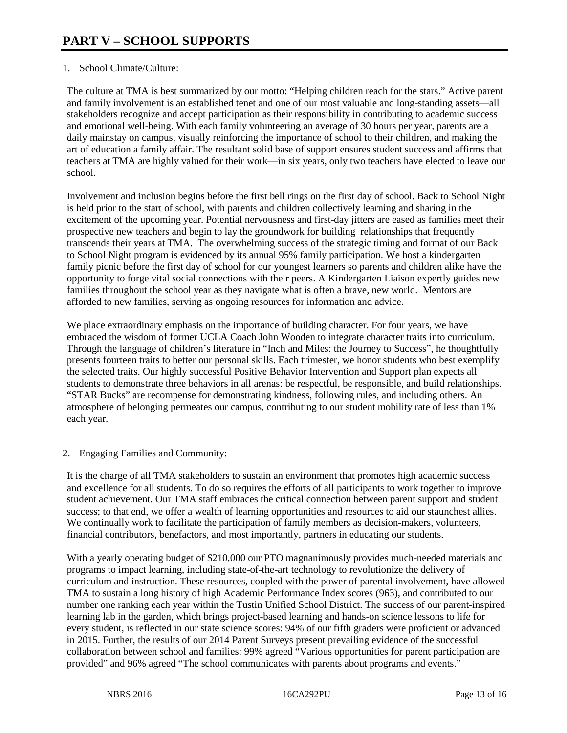# PART V – SCHOOL SUPPORTS

1. School Climate/Culture:

The culture at TMA is best summarized by our motto: "Helping children reach for the stars." Active parent and family involvement is an established tenet and one of our most valuable and long-standing assets—all stakeholders recognize and accept participation as their responsibility in contributing to academic success and emotional well-being. With each family volunteering an average of 30 hours per year, parents are a daily mainstay on campus, visually reinforcing the importance of school to their children, and making the art of education a family affair. The resultant solid base of support ensures student success and affirms that teachers at TMA are highly valued for their work—in six years, only two teachers have elected to leave our school.

Involvement and inclusion begins before the first bell rings on the first day of school. Back to School Night is held prior to the start of school, with parents and children collectively learning and sharing in the excitement of the upcoming year. Potential nervousness and first-day jitters are eased as families meet their prospective new teachers and begin to lay the groundwork for building relationships that frequently transcends their years at TMA. The overwhelming success of the strategic timing and format of our Back to School Night program is evidenced by its annual 95% family participation. We host a kindergarten family picnic before the first day of school for our youngest learners so parents and children alike have the opportunity to forge vital social connections with their peers. A Kindergarten Liaison expertly guides new families throughout the school year as they navigate what is often a brave, new world. Mentors are afforded to new families, serving as ongoing resources for information and advice.

We place extraordinary emphasis on the importance of building character. For four years, we have embraced the wisdom of former UCLA Coach John Wooden to integrate character traits into curriculum. Through the language of children's literature in "Inch and Miles: the Journey to Success", he thoughtfully presents fourteen traits to better our personal skills. Each trimester, we honor students who best exemplify the selected traits. Our highly successful Positive Behavior Intervention and Support plan expects all students to demonstrate three behaviors in all arenas: be respectful, be responsible, and build relationships. "STAR Bucks" are recompense for demonstrating kindness, following rules, and including others. An atmosphere of belonging permeates our campus, contributing to our student mobility rate of less than 1% each year.

2. Engaging Families and Community:

It is the charge of all TMA stakeholders to sustain an environment that promotes high academic success and excellence for all students. To do so requires the efforts of all participants to work together to improve student achievement. Our TMA staff embraces the critical connection between parent support and student success; to that end, we offer a wealth of learning opportunities and resources to aid our staunchest allies. We continually work to facilitate the participation of family members as decision-makers, volunteers, financial contributors, benefactors, and most importantly, partners in educating our students.

With a yearly operating budget of $210,000 our PTO magnanimously provides much-needed materials and programs to impact learning, including state-of-the-art technology to revolutionize the delivery of curriculum and instruction. These resources, coupled with the power of parental involvement, have allowed TMA to sustain a long history of high Academic Performance Index scores (963), and contributed to our number one ranking each year within the Tustin Unified School District. The success of our parent-inspired learning lab in the garden, which brings project-based learning and hands-on science lessons to life for every student, is reflected in our state science scores: 94% of our fifth graders were proficient or advanced in 2015. Further, the results of our 2014 Parent Surveys present prevailing evidence of the successful collaboration between school and families: 99% agreed "Various opportunities for parent participation are provided" and 96% agreed "The school communicates with parents about programs and events."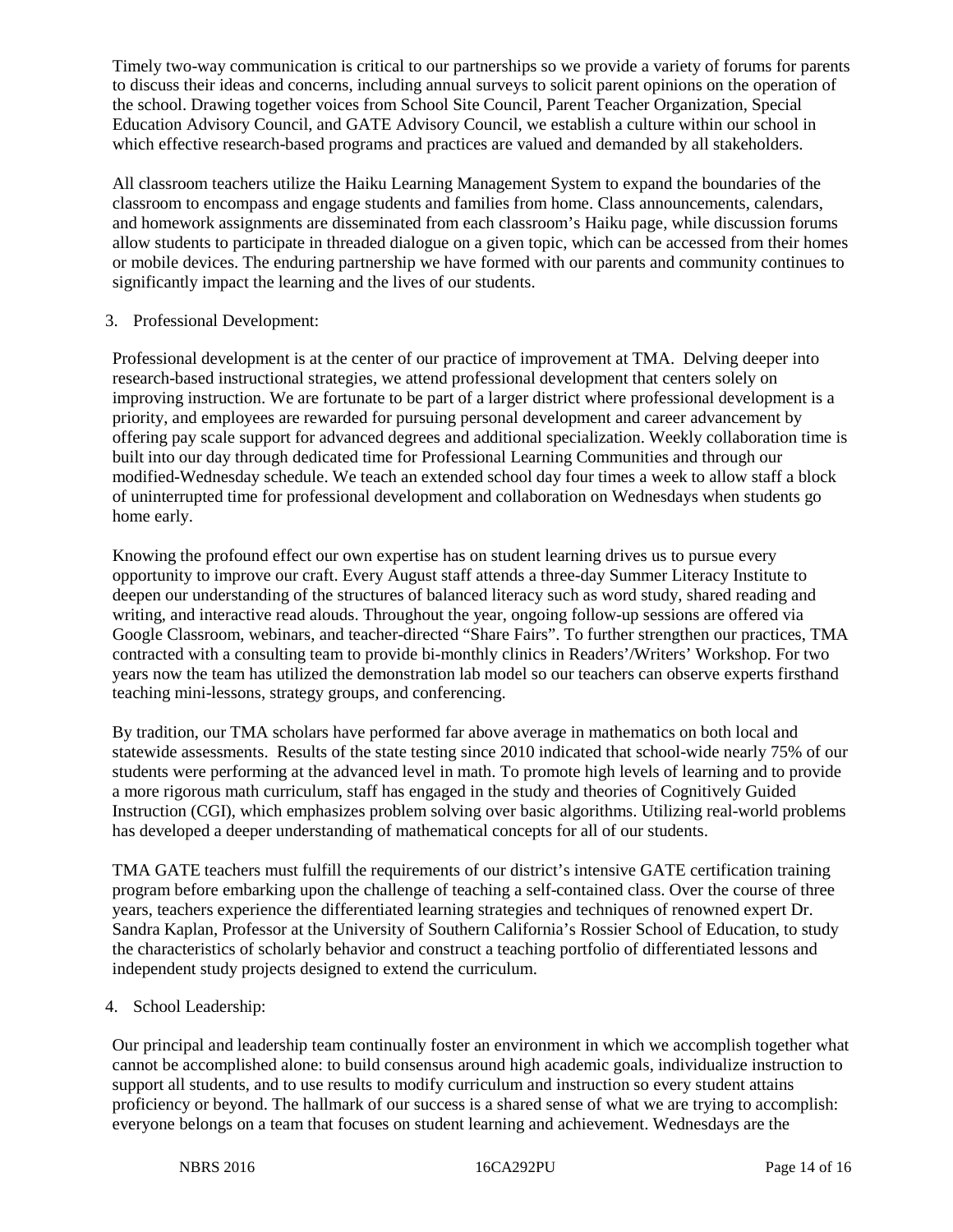Timely two-way communication is critical to our partnerships so we provide a variety of forums for parents to discuss their ideas and concerns, including annual surveys to solicit parent opinions on the operation of the school. Drawing together voices from School Site Council, Parent Teacher Organization, Special Education Advisory Council, and GATE Advisory Council, we establish a culture within our school in which effective research-based programs and practices are valued and demanded by all stakeholders.

All classroom teachers utilize the Haiku Learning Management System to expand the boundaries of the classroom to encompass and engage students and families from home. Class announcements, calendars, and homework assignments are disseminated from each classroom's Haiku page, while discussion forums allow students to participate in threaded dialogue on a given topic, which can be accessed from their homes or mobile devices. The enduring partnership we have formed with our parents and community continues to significantly impact the learning and the lives of our students.

3. Professional Development:

Professional development is at the center of our practice of improvement at TMA. Delving deeper into research-based instructional strategies, we attend professional development that centers solely on improving instruction. We are fortunate to be part of a larger district where professional development is a priority, and employees are rewarded for pursuing personal development and career advancement by offering pay scale support for advanced degrees and additional specialization. Weekly collaboration time is built into our day through dedicated time for Professional Learning Communities and through our modified-Wednesday schedule. We teach an extended school day four times a week to allow staff a block of uninterrupted time for professional development and collaboration on Wednesdays when students go home early.

Knowing the profound effect our own expertise has on student learning drives us to pursue every opportunity to improve our craft. Every August staff attends a three-day Summer Literacy Institute to deepen our understanding of the structures of balanced literacy such as word study, shared reading and writing, and interactive read alouds. Throughout the year, ongoing follow-up sessions are offered via Google Classroom, webinars, and teacher-directed "Share Fairs". To further strengthen our practices, TMA contracted with a consulting team to provide bi-monthly clinics in Readers'/Writers' Workshop. For two years now the team has utilized the demonstration lab model so our teachers can observe experts firsthand teaching mini-lessons, strategy groups, and conferencing.

By tradition, our TMA scholars have performed far above average in mathematics on both local and statewide assessments. Results of the state testing since 2010 indicated that school-wide nearly 75% of our students were performing at the advanced level in math. To promote high levels of learning and to provide a more rigorous math curriculum, staff has engaged in the study and theories of Cognitively Guided Instruction (CGI), which emphasizes problem solving over basic algorithms. Utilizing real-world problems has developed a deeper understanding of mathematical concepts for all of our students.

TMA GATE teachers must fulfill the requirements of our district's intensive GATE certification training program before embarking upon the challenge of teaching a self-contained class. Over the course of three years, teachers experience the differentiated learning strategies and techniques of renowned expert Dr. Sandra Kaplan, Professor at the University of Southern California's Rossier School of Education, to study the characteristics of scholarly behavior and construct a teaching portfolio of differentiated lessons and independent study projects designed to extend the curriculum.

4. School Leadership:

Our principal and leadership team continually foster an environment in which we accomplish together what cannot be accomplished alone: to build consensus around high academic goals, individualize instruction to support all students, and to use results to modify curriculum and instruction so every student attains proficiency or beyond. The hallmark of our success is a shared sense of what we are trying to accomplish: everyone belongs on a team that focuses on student learning and achievement. Wednesdays are the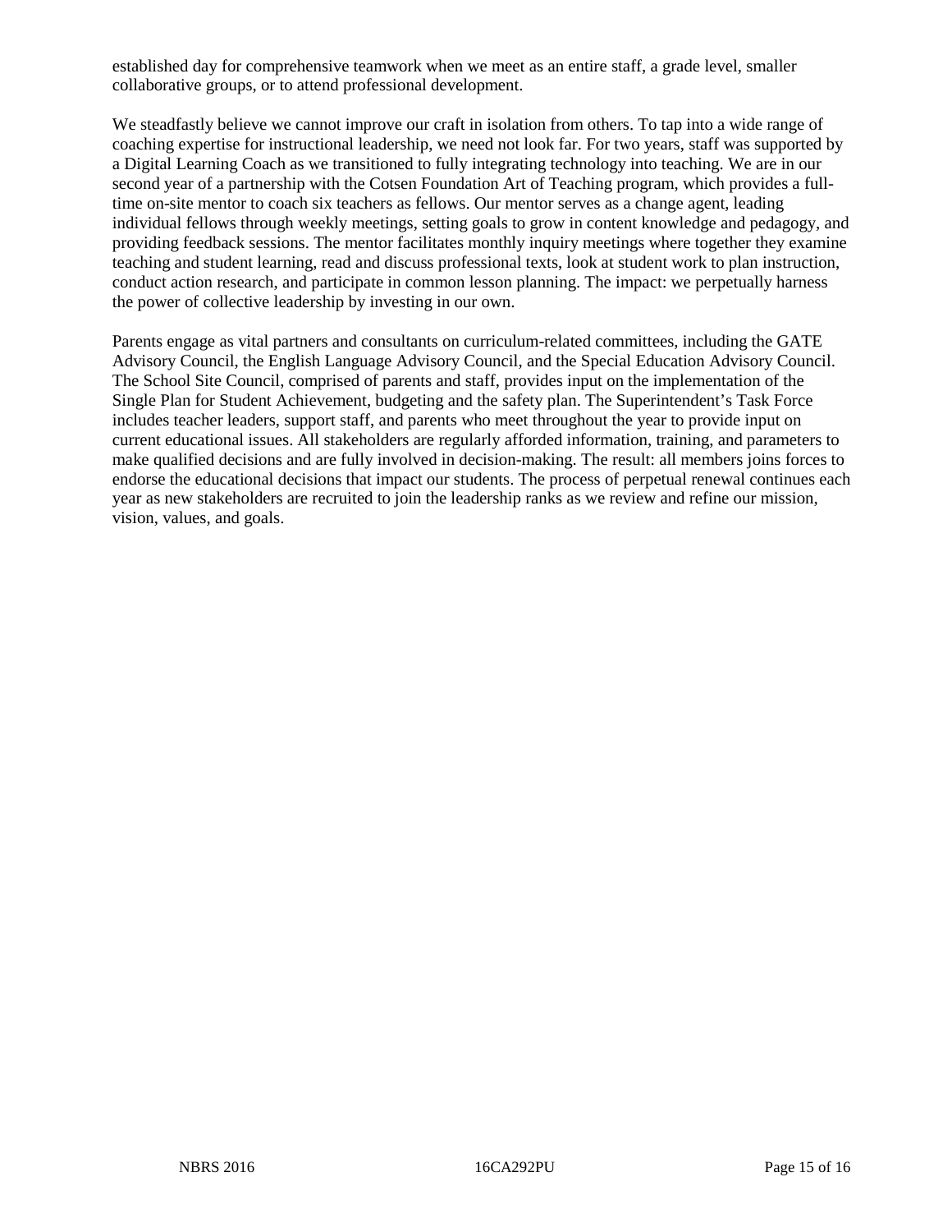established day for comprehensive teamwork when we meet as an entire staff, a grade level, smaller collaborative groups, or to attend professional development.

We steadfastly believe we cannot improve our craft in isolation from others. To tap into a wide range of coaching expertise for instructional leadership, we need not look far. For two years, staff was supported by a Digital Learning Coach as we transitioned to fully integrating technology into teaching. We are in our second year of a partnership with the Cotsen Foundation Art of Teaching program, which provides a full-time on-site mentor to coach six teachers as fellows. Our mentor serves as a change agent, leading individual fellows through weekly meetings, setting goals to grow in content knowledge and pedagogy, and providing feedback sessions. The mentor facilitates monthly inquiry meetings where together they examine teaching and student learning, read and discuss professional texts, look at student work to plan instruction, conduct action research, and participate in common lesson planning. The impact: we perpetually harness the power of collective leadership by investing in our own.

Parents engage as vital partners and consultants on curriculum-related committees, including the GATE Advisory Council, the English Language Advisory Council, and the Special Education Advisory Council. The School Site Council, comprised of parents and staff, provides input on the implementation of the Single Plan for Student Achievement, budgeting and the safety plan. The Superintendent's Task Force includes teacher leaders, support staff, and parents who meet throughout the year to provide input on current educational issues. All stakeholders are regularly afforded information, training, and parameters to make qualified decisions and are fully involved in decision-making. The result: all members joins forces to endorse the educational decisions that impact our students. The process of perpetual renewal continues each year as new stakeholders are recruited to join the leadership ranks as we review and refine our mission, vision, values, and goals.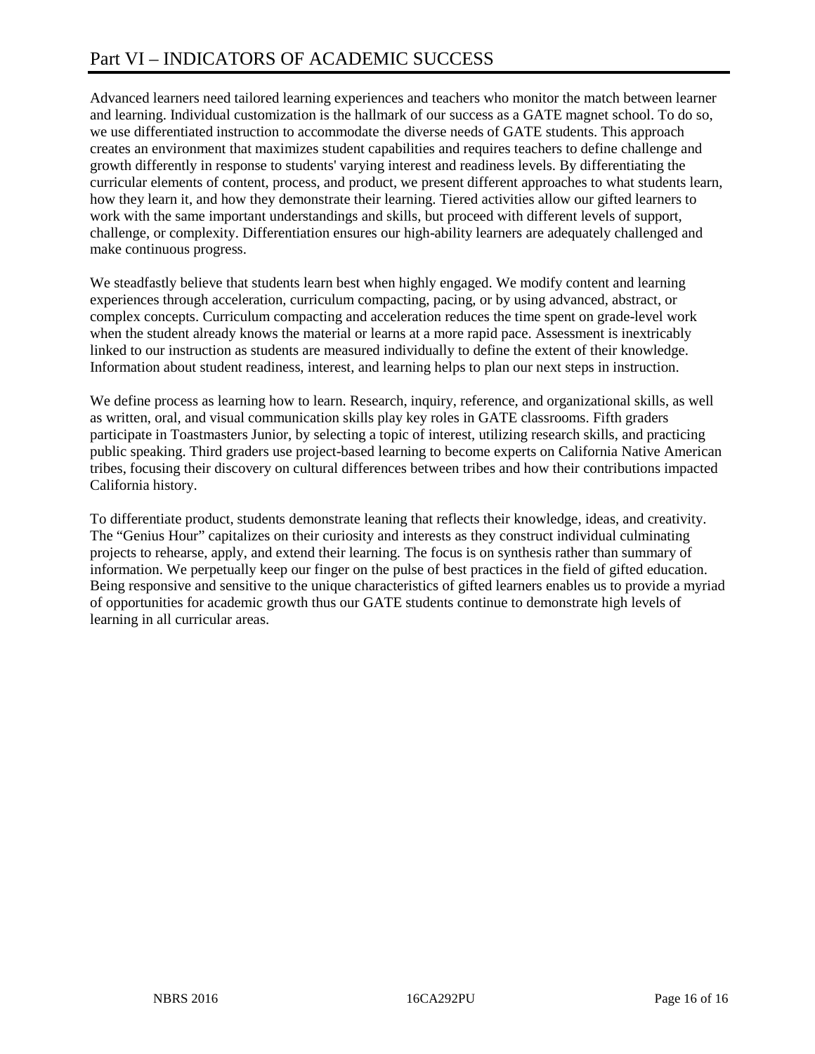# Part VI – INDICATORS OF ACADEMIC SUCCESS

Advanced learners need tailored learning experiences and teachers who monitor the match between learner and learning. Individual customization is the hallmark of our success as a GATE magnet school. To do so, we use differentiated instruction to accommodate the diverse needs of GATE students. This approach creates an environment that maximizes student capabilities and requires teachers to define challenge and growth differently in response to students' varying interest and readiness levels. By differentiating the curricular elements of content, process, and product, we present different approaches to what students learn, how they learn it, and how they demonstrate their learning. Tiered activities allow our gifted learners to work with the same important understandings and skills, but proceed with different levels of support, challenge, or complexity. Differentiation ensures our high-ability learners are adequately challenged and make continuous progress.

We steadfastly believe that students learn best when highly engaged. We modify content and learning experiences through acceleration, curriculum compacting, pacing, or by using advanced, abstract, or complex concepts. Curriculum compacting and acceleration reduces the time spent on grade-level work when the student already knows the material or learns at a more rapid pace. Assessment is inextricably linked to our instruction as students are measured individually to define the extent of their knowledge. Information about student readiness, interest, and learning helps to plan our next steps in instruction.

We define process as learning how to learn. Research, inquiry, reference, and organizational skills, as well as written, oral, and visual communication skills play key roles in GATE classrooms. Fifth graders participate in Toastmasters Junior, by selecting a topic of interest, utilizing research skills, and practicing public speaking. Third graders use project-based learning to become experts on California Native American tribes, focusing their discovery on cultural differences between tribes and how their contributions impacted California history.

To differentiate product, students demonstrate leaning that reflects their knowledge, ideas, and creativity. The "Genius Hour" capitalizes on their curiosity and interests as they construct individual culminating projects to rehearse, apply, and extend their learning. The focus is on synthesis rather than summary of information. We perpetually keep our finger on the pulse of best practices in the field of gifted education. Being responsive and sensitive to the unique characteristics of gifted learners enables us to provide a myriad of opportunities for academic growth thus our GATE students continue to demonstrate high levels of learning in all curricular areas.